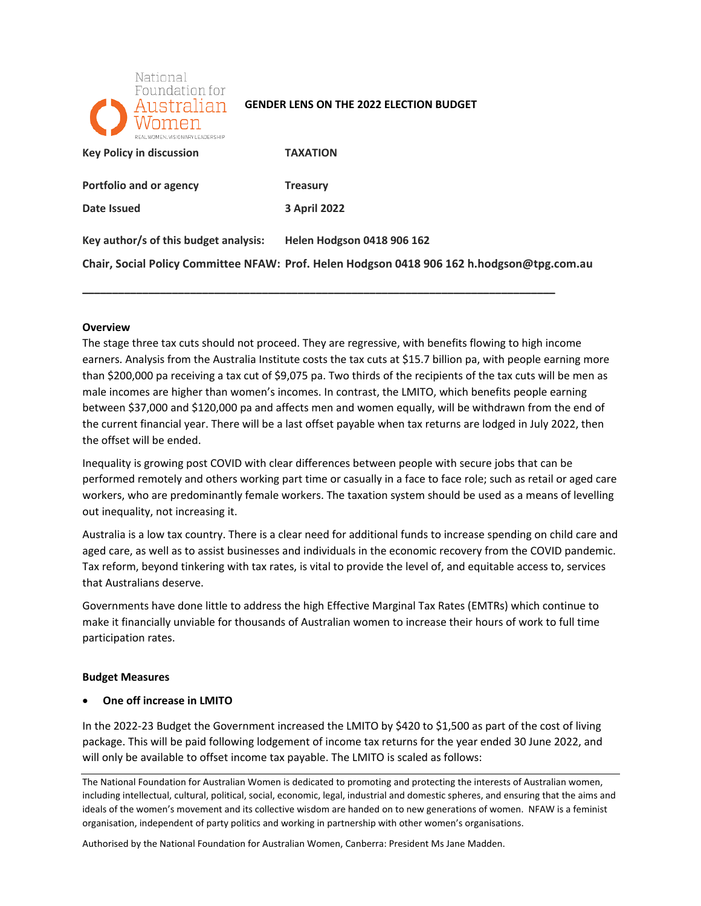National Foundation for Australian Women
REAL WOMEN. VISIONARY LEADERSHIP

**GENDER LENS ON THE 2022 ELECTION BUDGET**

| | |
|---|---|
| **Key Policy in discussion** | **TAXATION** |
| **Portfolio and or agency** | **Treasury** |
| **Date Issued** | **3 April 2022** |
| **Key author/s of this budget analysis:** | **Helen Hodgson 0418 906 162** |
| **Chair, Social Policy Committee NFAW:** | **Prof. Helen Hodgson 0418 906 162 h.hodgson@tpg.com.au** |

---

**Overview**

The stage three tax cuts should not proceed. They are regressive, with benefits flowing to high income earners. Analysis from the Australia Institute costs the tax cuts at $15.7 billion pa, with people earning more than $200,000 pa receiving a tax cut of $9,075 pa. Two thirds of the recipients of the tax cuts will be men as male incomes are higher than women's incomes. In contrast, the LMITO, which benefits people earning between $37,000 and $120,000 pa and affects men and women equally, will be withdrawn from the end of the current financial year. There will be a last offset payable when tax returns are lodged in July 2022, then the offset will be ended.

Inequality is growing post COVID with clear differences between people with secure jobs that can be performed remotely and others working part time or casually in a face to face role; such as retail or aged care workers, who are predominantly female workers. The taxation system should be used as a means of levelling out inequality, not increasing it.

Australia is a low tax country. There is a clear need for additional funds to increase spending on child care and aged care, as well as to assist businesses and individuals in the economic recovery from the COVID pandemic. Tax reform, beyond tinkering with tax rates, is vital to provide the level of, and equitable access to, services that Australians deserve.

Governments have done little to address the high Effective Marginal Tax Rates (EMTRs) which continue to make it financially unviable for thousands of Australian women to increase their hours of work to full time participation rates.

**Budget Measures**

- **One off increase in LMITO**

In the 2022-23 Budget the Government increased the LMITO by $420 to $1,500 as part of the cost of living package. This will be paid following lodgement of income tax returns for the year ended 30 June 2022, and will only be available to offset income tax payable. The LMITO is scaled as follows:

---

The National Foundation for Australian Women is dedicated to promoting and protecting the interests of Australian women, including intellectual, cultural, political, social, economic, legal, industrial and domestic spheres, and ensuring that the aims and ideals of the women's movement and its collective wisdom are handed on to new generations of women. NFAW is a feminist organisation, independent of party politics and working in partnership with other women's organisations.

Authorised by the National Foundation for Australian Women, Canberra: President Ms Jane Madden.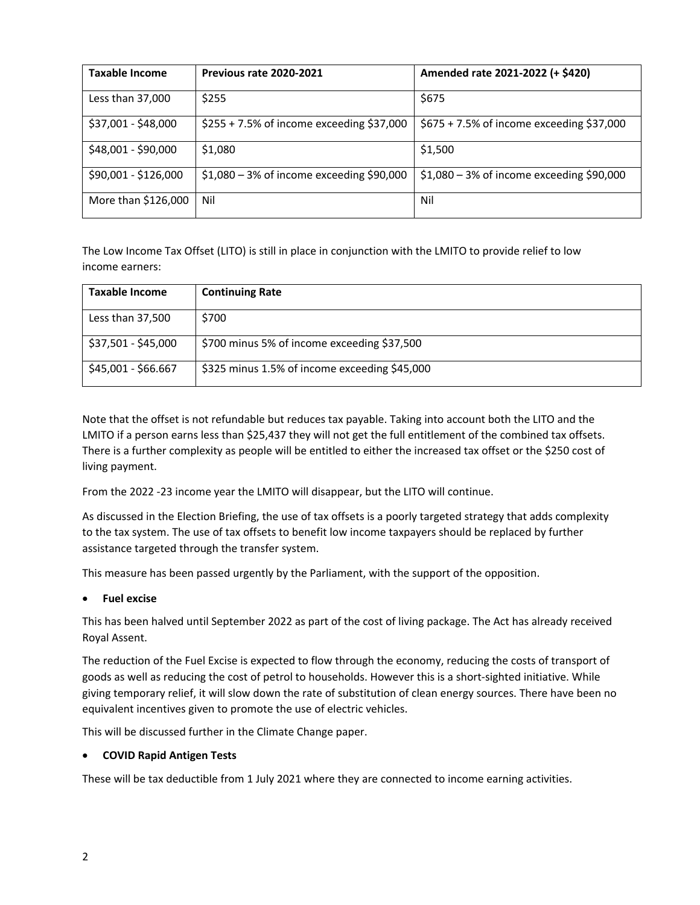| Taxable Income | Previous rate 2020-2021 | Amended rate 2021-2022 (+ $420) |
|---|---|---|
| Less than 37,000 | $255 | $675 |
| $37,001 - $48,000 | $255 + 7.5% of income exceeding $37,000 | $675 + 7.5% of income exceeding $37,000 |
| $48,001 - $90,000 | $1,080 | $1,500 |
| $90,001 - $126,000 | $1,080 – 3% of income exceeding $90,000 | $1,080 – 3% of income exceeding $90,000 |
| More than $126,000 | Nil | Nil |

The Low Income Tax Offset (LITO) is still in place in conjunction with the LMITO to provide relief to low income earners:

| Taxable Income | Continuing Rate |
|---|---|
| Less than 37,500 | $700 |
| $37,501 - $45,000 | $700 minus 5% of income exceeding $37,500 |
| $45,001 - $66.667 | $325 minus 1.5% of income exceeding $45,000 |

Note that the offset is not refundable but reduces tax payable. Taking into account both the LITO and the LMITO if a person earns less than $25,437 they will not get the full entitlement of the combined tax offsets. There is a further complexity as people will be entitled to either the increased tax offset or the $250 cost of living payment.

From the 2022 -23 income year the LMITO will disappear, but the LITO will continue.

As discussed in the Election Briefing, the use of tax offsets is a poorly targeted strategy that adds complexity to the tax system. The use of tax offsets to benefit low income taxpayers should be replaced by further assistance targeted through the transfer system.

This measure has been passed urgently by the Parliament, with the support of the opposition.

- **Fuel excise**

This has been halved until September 2022 as part of the cost of living package. The Act has already received Royal Assent.

The reduction of the Fuel Excise is expected to flow through the economy, reducing the costs of transport of goods as well as reducing the cost of petrol to households. However this is a short-sighted initiative. While giving temporary relief, it will slow down the rate of substitution of clean energy sources. There have been no equivalent incentives given to promote the use of electric vehicles.

This will be discussed further in the Climate Change paper.

- **COVID Rapid Antigen Tests**

These will be tax deductible from 1 July 2021 where they are connected to income earning activities.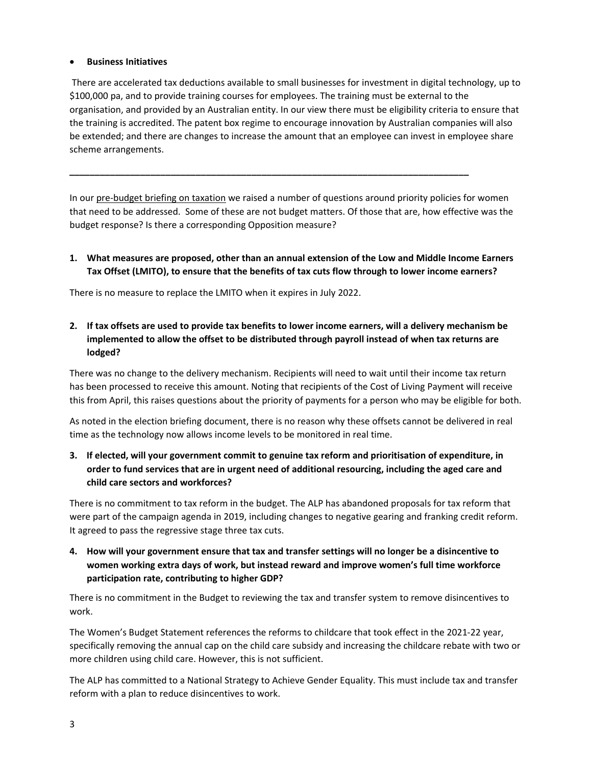- **Business Initiatives**

There are accelerated tax deductions available to small businesses for investment in digital technology, up to $100,000 pa, and to provide training courses for employees. The training must be external to the organisation, and provided by an Australian entity. In our view there must be eligibility criteria to ensure that the training is accredited. The patent box regime to encourage innovation by Australian companies will also be extended; and there are changes to increase the amount that an employee can invest in employee share scheme arrangements.

---

In our pre-budget briefing on taxation we raised a number of questions around priority policies for women that need to be addressed. Some of these are not budget matters. Of those that are, how effective was the budget response? Is there a corresponding Opposition measure?

**1. What measures are proposed, other than an annual extension of the Low and Middle Income Earners Tax Offset (LMITO), to ensure that the benefits of tax cuts flow through to lower income earners?**

There is no measure to replace the LMITO when it expires in July 2022.

**2. If tax offsets are used to provide tax benefits to lower income earners, will a delivery mechanism be implemented to allow the offset to be distributed through payroll instead of when tax returns are lodged?**

There was no change to the delivery mechanism. Recipients will need to wait until their income tax return has been processed to receive this amount. Noting that recipients of the Cost of Living Payment will receive this from April, this raises questions about the priority of payments for a person who may be eligible for both.

As noted in the election briefing document, there is no reason why these offsets cannot be delivered in real time as the technology now allows income levels to be monitored in real time.

**3. If elected, will your government commit to genuine tax reform and prioritisation of expenditure, in order to fund services that are in urgent need of additional resourcing, including the aged care and child care sectors and workforces?**

There is no commitment to tax reform in the budget. The ALP has abandoned proposals for tax reform that were part of the campaign agenda in 2019, including changes to negative gearing and franking credit reform. It agreed to pass the regressive stage three tax cuts.

**4. How will your government ensure that tax and transfer settings will no longer be a disincentive to women working extra days of work, but instead reward and improve women's full time workforce participation rate, contributing to higher GDP?**

There is no commitment in the Budget to reviewing the tax and transfer system to remove disincentives to work.

The Women's Budget Statement references the reforms to childcare that took effect in the 2021-22 year, specifically removing the annual cap on the child care subsidy and increasing the childcare rebate with two or more children using child care. However, this is not sufficient.

The ALP has committed to a National Strategy to Achieve Gender Equality. This must include tax and transfer reform with a plan to reduce disincentives to work.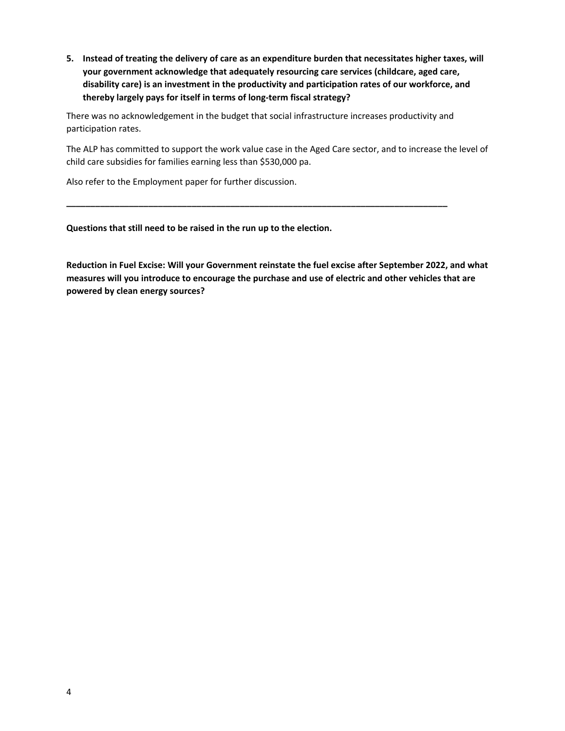5. **Instead of treating the delivery of care as an expenditure burden that necessitates higher taxes, will your government acknowledge that adequately resourcing care services (childcare, aged care, disability care) is an investment in the productivity and participation rates of our workforce, and thereby largely pays for itself in terms of long-term fiscal strategy?**

There was no acknowledgement in the budget that social infrastructure increases productivity and participation rates.

The ALP has committed to support the work value case in the Aged Care sector, and to increase the level of child care subsidies for families earning less than $530,000 pa.

Also refer to the Employment paper for further discussion.

---

**Questions that still need to be raised in the run up to the election.**

**Reduction in Fuel Excise: Will your Government reinstate the fuel excise after September 2022, and what measures will you introduce to encourage the purchase and use of electric and other vehicles that are powered by clean energy sources?**